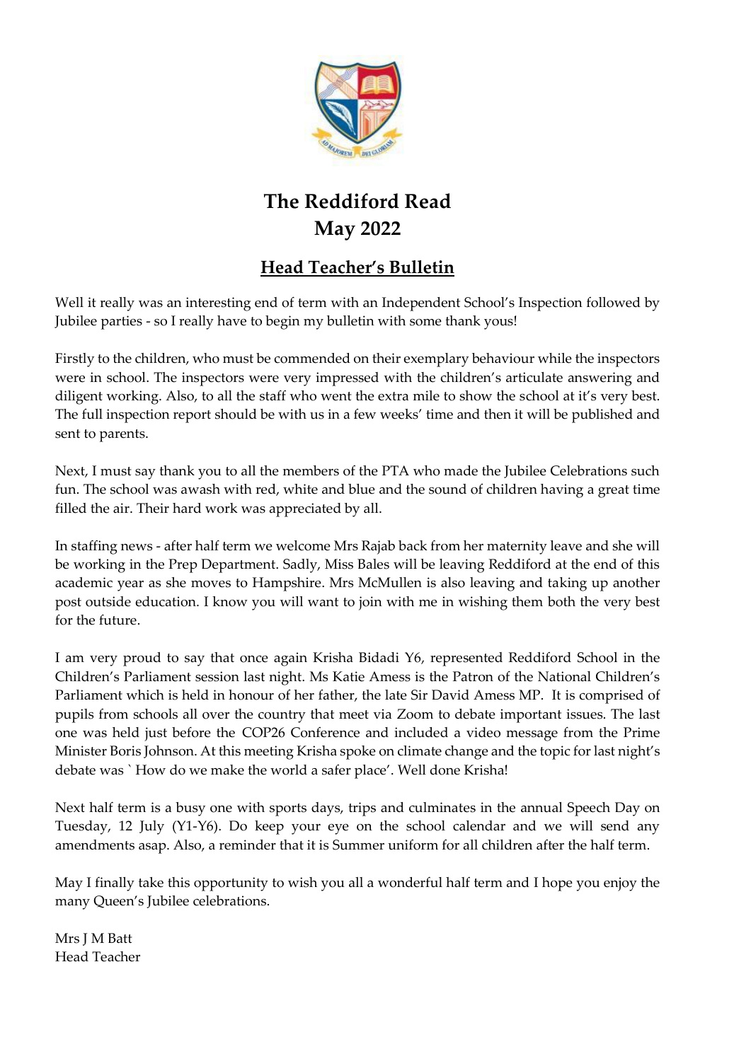# The Reddiford Read
# May 2022

## Head Teacher's Bulletin

Well it really was an interesting end of term with an Independent School's Inspection followed by Jubilee parties - so I really have to begin my bulletin with some thank yous!

Firstly to the children, who must be commended on their exemplary behaviour while the inspectors were in school. The inspectors were very impressed with the children's articulate answering and diligent working. Also, to all the staff who went the extra mile to show the school at it's very best. The full inspection report should be with us in a few weeks' time and then it will be published and sent to parents.

Next, I must say thank you to all the members of the PTA who made the Jubilee Celebrations such fun. The school was awash with red, white and blue and the sound of children having a great time filled the air. Their hard work was appreciated by all.

In staffing news - after half term we welcome Mrs Rajab back from her maternity leave and she will be working in the Prep Department. Sadly, Miss Bales will be leaving Reddiford at the end of this academic year as she moves to Hampshire. Mrs McMullen is also leaving and taking up another post outside education. I know you will want to join with me in wishing them both the very best for the future.

I am very proud to say that once again Krisha Bidadi Y6, represented Reddiford School in the Children's Parliament session last night. Ms Katie Amess is the Patron of the National Children's Parliament which is held in honour of her father, the late Sir David Amess MP. It is comprised of pupils from schools all over the country that meet via Zoom to debate important issues. The last one was held just before the COP26 Conference and included a video message from the Prime Minister Boris Johnson. At this meeting Krisha spoke on climate change and the topic for last night's debate was ` How do we make the world a safer place'. Well done Krisha!

Next half term is a busy one with sports days, trips and culminates in the annual Speech Day on Tuesday, 12 July (Y1-Y6). Do keep your eye on the school calendar and we will send any amendments asap. Also, a reminder that it is Summer uniform for all children after the half term.

May I finally take this opportunity to wish you all a wonderful half term and I hope you enjoy the many Queen's Jubilee celebrations.

Mrs J M Batt
Head Teacher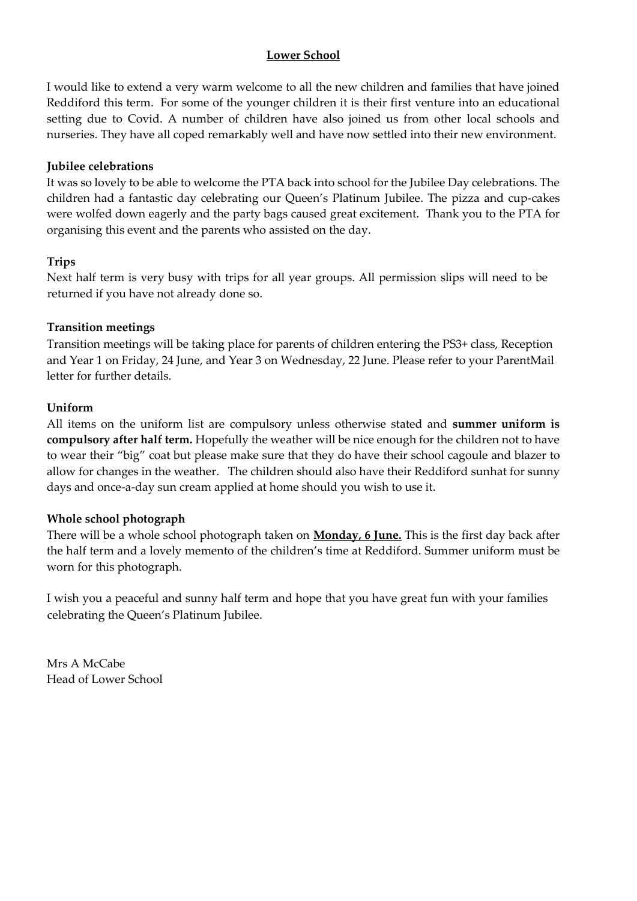## Lower School

I would like to extend a very warm welcome to all the new children and families that have joined Reddiford this term. For some of the younger children it is their first venture into an educational setting due to Covid. A number of children have also joined us from other local schools and nurseries. They have all coped remarkably well and have now settled into their new environment.

### Jubilee celebrations

It was so lovely to be able to welcome the PTA back into school for the Jubilee Day celebrations. The children had a fantastic day celebrating our Queen's Platinum Jubilee. The pizza and cup-cakes were wolfed down eagerly and the party bags caused great excitement. Thank you to the PTA for organising this event and the parents who assisted on the day.

### Trips

Next half term is very busy with trips for all year groups. All permission slips will need to be returned if you have not already done so.

### Transition meetings

Transition meetings will be taking place for parents of children entering the PS3+ class, Reception and Year 1 on Friday, 24 June, and Year 3 on Wednesday, 22 June. Please refer to your ParentMail letter for further details.

### Uniform

All items on the uniform list are compulsory unless otherwise stated and **summer uniform is compulsory after half term.** Hopefully the weather will be nice enough for the children not to have to wear their "big" coat but please make sure that they do have their school cagoule and blazer to allow for changes in the weather. The children should also have their Reddiford sunhat for sunny days and once-a-day sun cream applied at home should you wish to use it.

### Whole school photograph

There will be a whole school photograph taken on **Monday, 6 June.** This is the first day back after the half term and a lovely memento of the children's time at Reddiford. Summer uniform must be worn for this photograph.

I wish you a peaceful and sunny half term and hope that you have great fun with your families celebrating the Queen's Platinum Jubilee.

Mrs A McCabe
Head of Lower School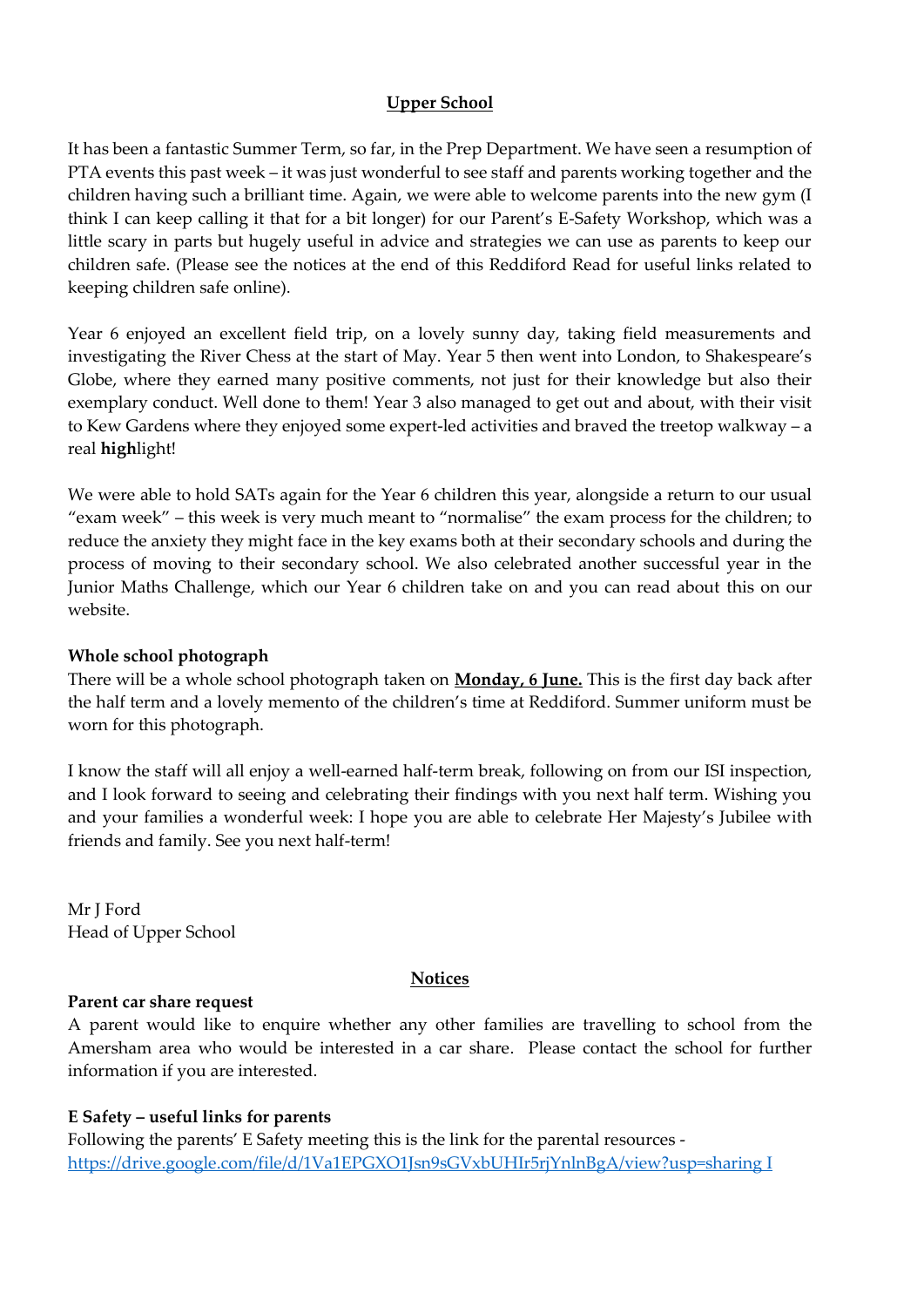## Upper School

It has been a fantastic Summer Term, so far, in the Prep Department. We have seen a resumption of PTA events this past week – it was just wonderful to see staff and parents working together and the children having such a brilliant time. Again, we were able to welcome parents into the new gym (I think I can keep calling it that for a bit longer) for our Parent's E-Safety Workshop, which was a little scary in parts but hugely useful in advice and strategies we can use as parents to keep our children safe. (Please see the notices at the end of this Reddiford Read for useful links related to keeping children safe online).

Year 6 enjoyed an excellent field trip, on a lovely sunny day, taking field measurements and investigating the River Chess at the start of May. Year 5 then went into London, to Shakespeare's Globe, where they earned many positive comments, not just for their knowledge but also their exemplary conduct. Well done to them! Year 3 also managed to get out and about, with their visit to Kew Gardens where they enjoyed some expert-led activities and braved the treetop walkway – a real **high**light!

We were able to hold SATs again for the Year 6 children this year, alongside a return to our usual "exam week" – this week is very much meant to "normalise" the exam process for the children; to reduce the anxiety they might face in the key exams both at their secondary schools and during the process of moving to their secondary school. We also celebrated another successful year in the Junior Maths Challenge, which our Year 6 children take on and you can read about this on our website.

**Whole school photograph**

There will be a whole school photograph taken on **Monday, 6 June.** This is the first day back after the half term and a lovely memento of the children's time at Reddiford. Summer uniform must be worn for this photograph.

I know the staff will all enjoy a well-earned half-term break, following on from our ISI inspection, and I look forward to seeing and celebrating their findings with you next half term. Wishing you and your families a wonderful week: I hope you are able to celebrate Her Majesty's Jubilee with friends and family. See you next half-term!

Mr J Ford
Head of Upper School

## Notices

**Parent car share request**

A parent would like to enquire whether any other families are travelling to school from the Amersham area who would be interested in a car share. Please contact the school for further information if you are interested.

**E Safety – useful links for parents**

Following the parents' E Safety meeting this is the link for the parental resources - https://drive.google.com/file/d/1Va1EPGXO1Jsn9sGVxbUHIr5rjYnlnBgA/view?usp=sharing I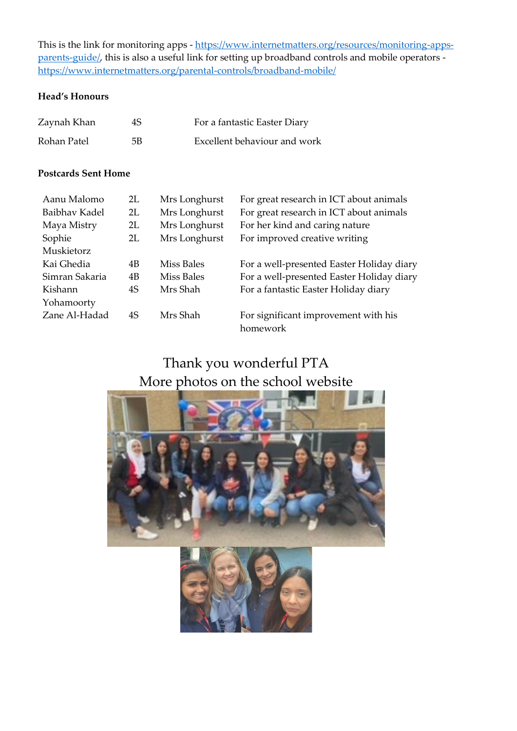This is the link for monitoring apps - https://www.internetmatters.org/resources/monitoring-apps-parents-guide/, this is also a useful link for setting up broadband controls and mobile operators - https://www.internetmatters.org/parental-controls/broadband-mobile/

**Head's Honours**

| | | |
|---|---|---|
| Zaynah Khan | 4S | For a fantastic Easter Diary |
| Rohan Patel | 5B | Excellent behaviour and work |

**Postcards Sent Home**

| | | | |
|---|---|---|---|
| Aanu Malomo | 2L | Mrs Longhurst | For great research in ICT about animals |
| Baibhav Kadel | 2L | Mrs Longhurst | For great research in ICT about animals |
| Maya Mistry | 2L | Mrs Longhurst | For her kind and caring nature |
| Sophie Muskietorz | 2L | Mrs Longhurst | For improved creative writing |
| Kai Ghedia | 4B | Miss Bales | For a well-presented Easter Holiday diary |
| Simran Sakaria | 4B | Miss Bales | For a well-presented Easter Holiday diary |
| Kishann Yohamoorty | 4S | Mrs Shah | For a fantastic Easter Holiday diary |
| Zane Al-Hadad | 4S | Mrs Shah | For significant improvement with his homework |

Thank you wonderful PTA

More photos on the school website